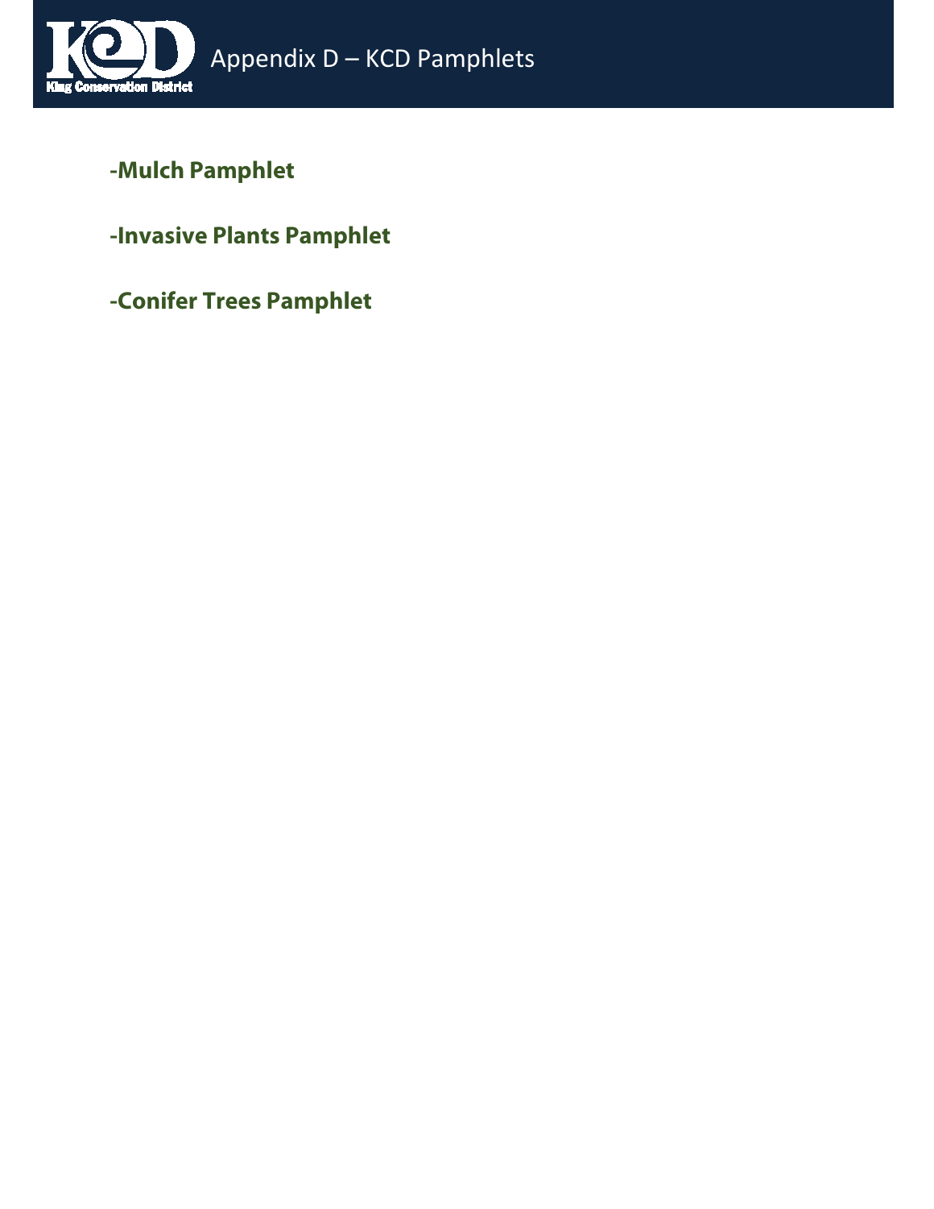# Appendix D – KCD Pamphlets

**-Mulch Pamphlet**

**-Invasive Plants Pamphlet**

**-Conifer Trees Pamphlet**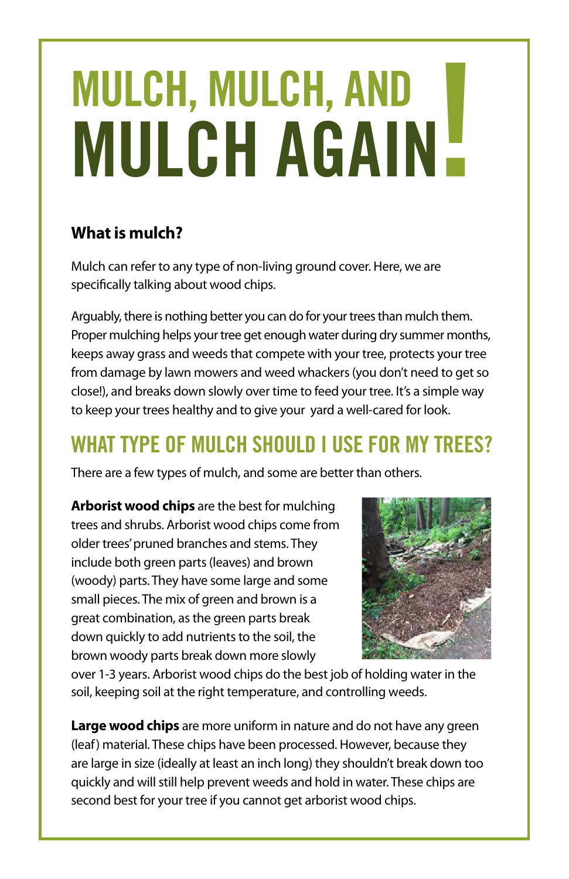# MULCH, MULCH, AND MULCH AGAIN!

**What is mulch?**

Mulch can refer to any type of non-living ground cover. Here, we are specifically talking about wood chips.

Arguably, there is nothing better you can do for your trees than mulch them. Proper mulching helps your tree get enough water during dry summer months, keeps away grass and weeds that compete with your tree, protects your tree from damage by lawn mowers and weed whackers (you don't need to get so close!), and breaks down slowly over time to feed your tree. It's a simple way to keep your trees healthy and to give your yard a well-cared for look.

## WHAT TYPE OF MULCH SHOULD I USE FOR MY TREES?

There are a few types of mulch, and some are better than others.

**Arborist wood chips** are the best for mulching trees and shrubs. Arborist wood chips come from older trees' pruned branches and stems. They include both green parts (leaves) and brown (woody) parts. They have some large and some small pieces. The mix of green and brown is a great combination, as the green parts break down quickly to add nutrients to the soil, the brown woody parts break down more slowly over 1-3 years. Arborist wood chips do the best job of holding water in the soil, keeping soil at the right temperature, and controlling weeds.

**Large wood chips** are more uniform in nature and do not have any green (leaf) material. These chips have been processed. However, because they are large in size (ideally at least an inch long) they shouldn't break down too quickly and will still help prevent weeds and hold in water. These chips are second best for your tree if you cannot get arborist wood chips.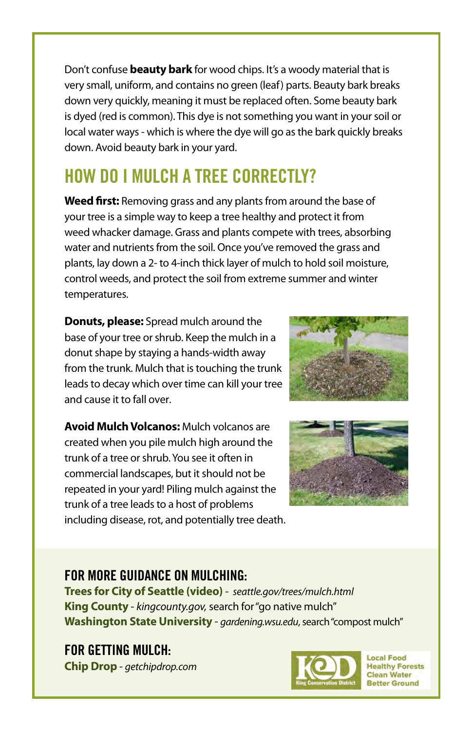Don't confuse **beauty bark** for wood chips. It's a woody material that is very small, uniform, and contains no green (leaf) parts. Beauty bark breaks down very quickly, meaning it must be replaced often. Some beauty bark is dyed (red is common). This dye is not something you want in your soil or local water ways - which is where the dye will go as the bark quickly breaks down. Avoid beauty bark in your yard.

## HOW DO I MULCH A TREE CORRECTLY?

**Weed first:** Removing grass and any plants from around the base of your tree is a simple way to keep a tree healthy and protect it from weed whacker damage. Grass and plants compete with trees, absorbing water and nutrients from the soil. Once you've removed the grass and plants, lay down a 2- to 4-inch thick layer of mulch to hold soil moisture, control weeds, and protect the soil from extreme summer and winter temperatures.

**Donuts, please:** Spread mulch around the base of your tree or shrub. Keep the mulch in a donut shape by staying a hands-width away from the trunk. Mulch that is touching the trunk leads to decay which over time can kill your tree and cause it to fall over.

**Avoid Mulch Volcanos:** Mulch volcanos are created when you pile mulch high around the trunk of a tree or shrub. You see it often in commercial landscapes, but it should not be repeated in your yard! Piling mulch against the trunk of a tree leads to a host of problems including disease, rot, and potentially tree death.

### FOR MORE GUIDANCE ON MULCHING:

**Trees for City of Seattle (video)** - *seattle.gov/trees/mulch.html*
**King County** - *kingcounty.gov,* search for "go native mulch"
**Washington State University** - *gardening.wsu.edu*, search "compost mulch"

### FOR GETTING MULCH:

**Chip Drop** - *getchipdrop.com*

King Conservation District
Local Food
Healthy Forests
Clean Water
Better Ground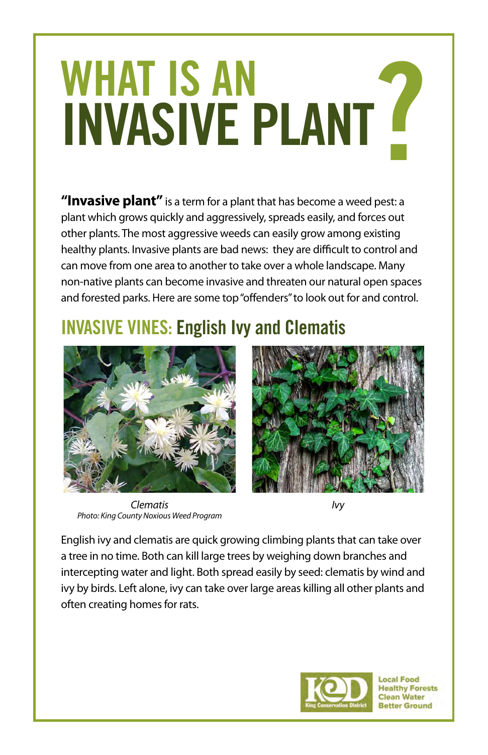# WHAT IS AN INVASIVE PLANT?

**"Invasive plant"** is a term for a plant that has become a weed pest: a plant which grows quickly and aggressively, spreads easily, and forces out other plants. The most aggressive weeds can easily grow among existing healthy plants. Invasive plants are bad news: they are difficult to control and can move from one area to another to take over a whole landscape. Many non-native plants can become invasive and threaten our natural open spaces and forested parks. Here are some top "offenders" to look out for and control.

## INVASIVE VINES: English Ivy and Clematis

*Clematis*
*Photo: King County Noxious Weed Program*

*Ivy*

English ivy and clematis are quick growing climbing plants that can take over a tree in no time. Both can kill large trees by weighing down branches and intercepting water and light. Both spread easily by seed: clematis by wind and ivy by birds. Left alone, ivy can take over large areas killing all other plants and often creating homes for rats.

King Conservation District

Local Food
Healthy Forests
Clean Water
Better Ground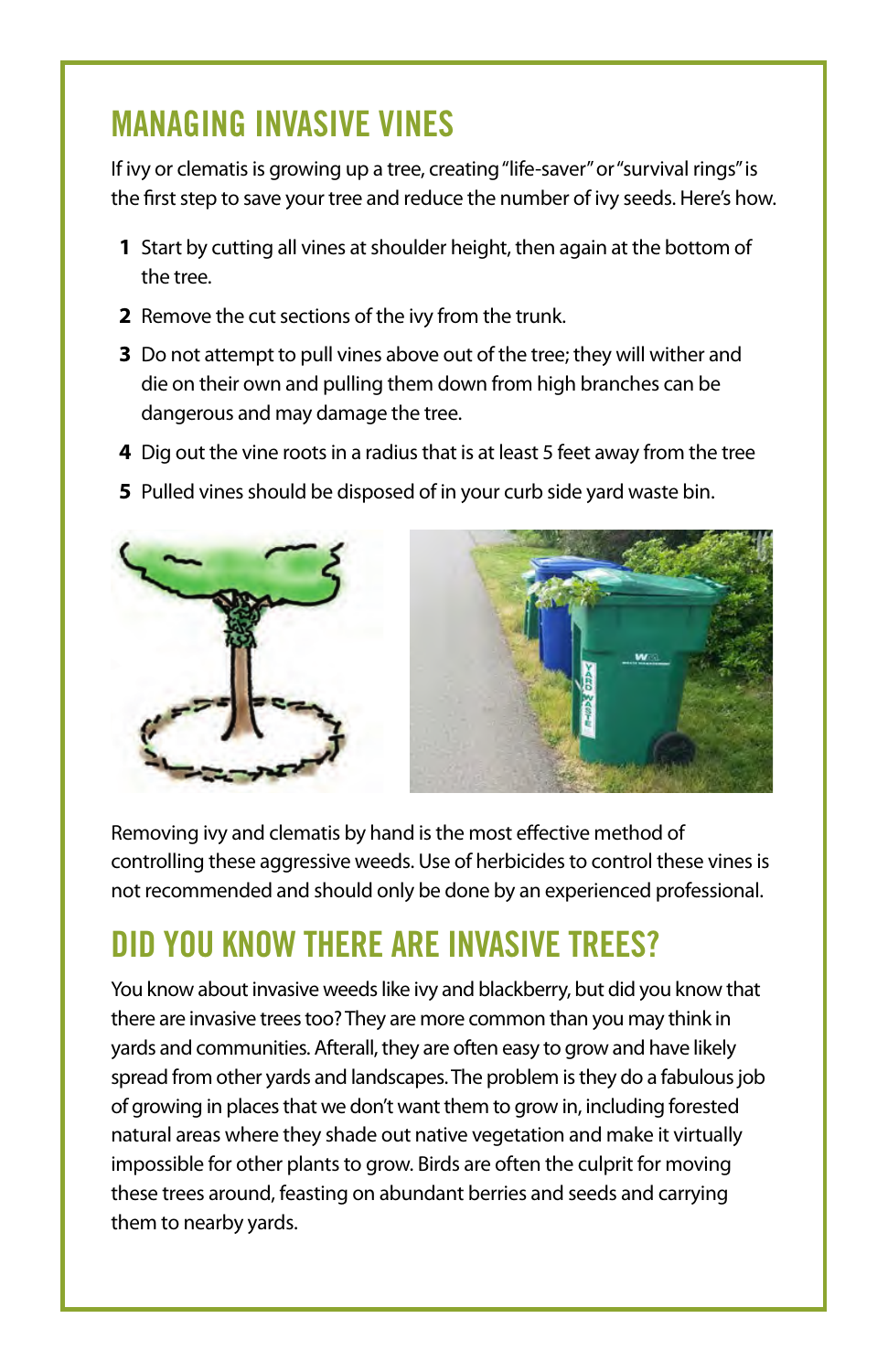## MANAGING INVASIVE VINES

If ivy or clematis is growing up a tree, creating "life-saver" or "survival rings" is the first step to save your tree and reduce the number of ivy seeds. Here's how.

1. Start by cutting all vines at shoulder height, then again at the bottom of the tree.
2. Remove the cut sections of the ivy from the trunk.
3. Do not attempt to pull vines above out of the tree; they will wither and die on their own and pulling them down from high branches can be dangerous and may damage the tree.
4. Dig out the vine roots in a radius that is at least 5 feet away from the tree
5. Pulled vines should be disposed of in your curb side yard waste bin.

Removing ivy and clematis by hand is the most effective method of controlling these aggressive weeds. Use of herbicides to control these vines is not recommended and should only be done by an experienced professional.

## DID YOU KNOW THERE ARE INVASIVE TREES?

You know about invasive weeds like ivy and blackberry, but did you know that there are invasive trees too? They are more common than you may think in yards and communities. Afterall, they are often easy to grow and have likely spread from other yards and landscapes. The problem is they do a fabulous job of growing in places that we don't want them to grow in, including forested natural areas where they shade out native vegetation and make it virtually impossible for other plants to grow. Birds are often the culprit for moving these trees around, feasting on abundant berries and seeds and carrying them to nearby yards.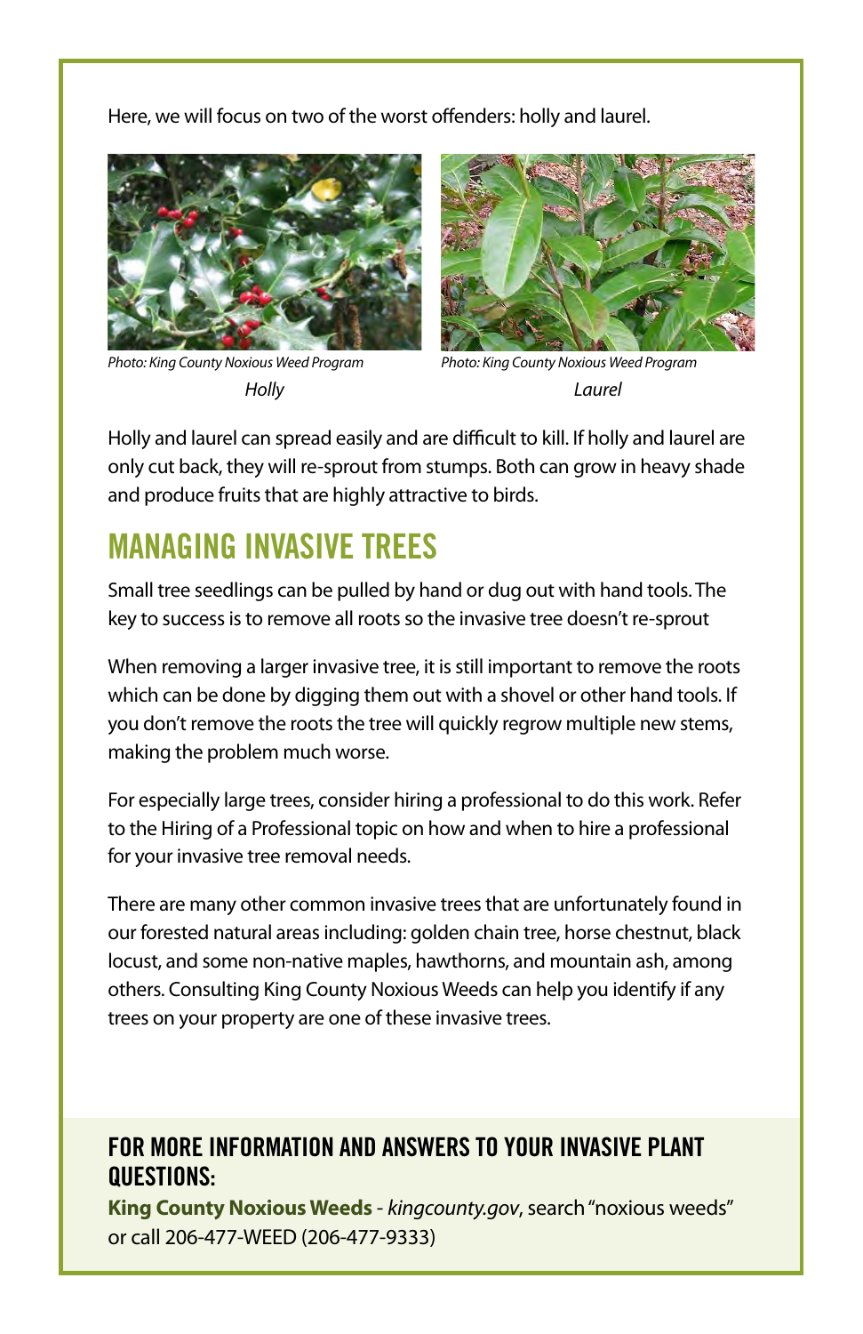Here, we will focus on two of the worst offenders: holly and laurel.

*Photo: King County Noxious Weed Program*

*Holly*

*Photo: King County Noxious Weed Program*

*Laurel*

Holly and laurel can spread easily and are difficult to kill. If holly and laurel are only cut back, they will re-sprout from stumps. Both can grow in heavy shade and produce fruits that are highly attractive to birds.

## MANAGING INVASIVE TREES

Small tree seedlings can be pulled by hand or dug out with hand tools. The key to success is to remove all roots so the invasive tree doesn't re-sprout

When removing a larger invasive tree, it is still important to remove the roots which can be done by digging them out with a shovel or other hand tools. If you don't remove the roots the tree will quickly regrow multiple new stems, making the problem much worse.

For especially large trees, consider hiring a professional to do this work. Refer to the Hiring of a Professional topic on how and when to hire a professional for your invasive tree removal needs.

There are many other common invasive trees that are unfortunately found in our forested natural areas including: golden chain tree, horse chestnut, black locust, and some non-native maples, hawthorns, and mountain ash, among others. Consulting King County Noxious Weeds can help you identify if any trees on your property are one of these invasive trees.

### FOR MORE INFORMATION AND ANSWERS TO YOUR INVASIVE PLANT QUESTIONS:

**King County Noxious Weeds** - *kingcounty.gov*, search "noxious weeds" or call 206-477-WEED (206-477-9333)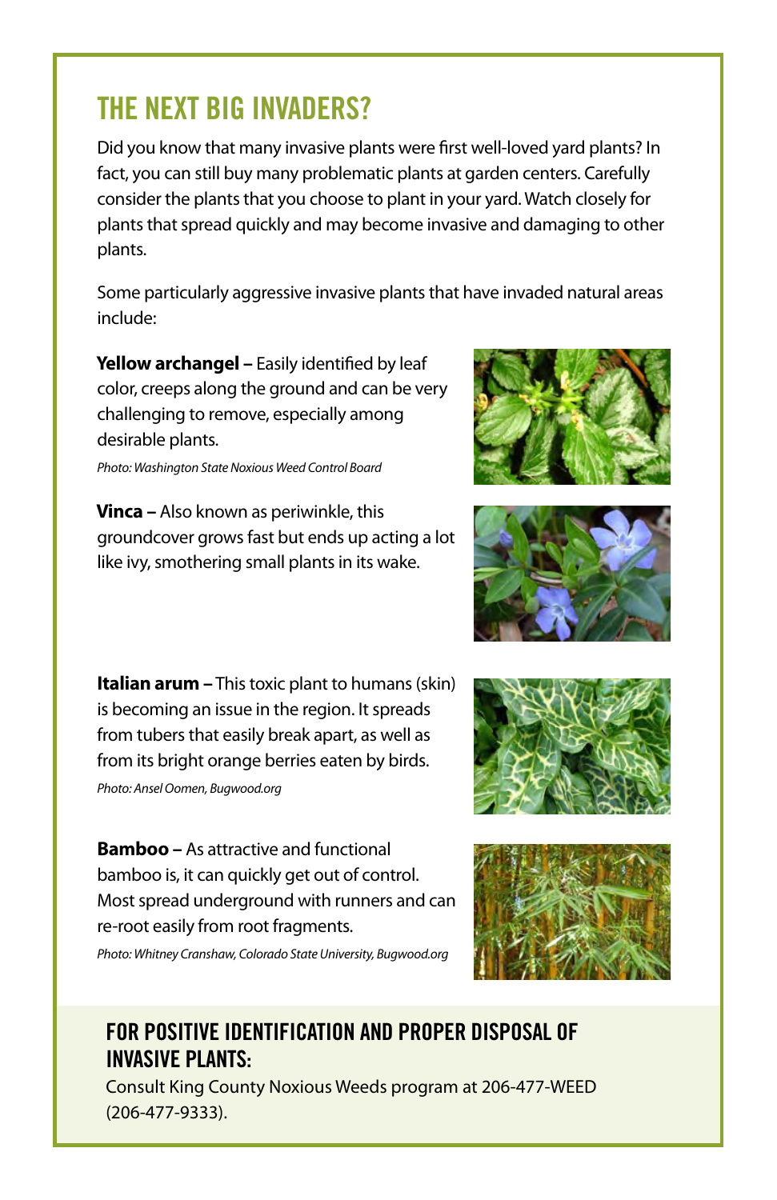## THE NEXT BIG INVADERS?

Did you know that many invasive plants were first well-loved yard plants? In fact, you can still buy many problematic plants at garden centers. Carefully consider the plants that you choose to plant in your yard. Watch closely for plants that spread quickly and may become invasive and damaging to other plants.

Some particularly aggressive invasive plants that have invaded natural areas include:

**Yellow archangel –** Easily identified by leaf color, creeps along the ground and can be very challenging to remove, especially among desirable plants.

*Photo: Washington State Noxious Weed Control Board*

**Vinca –** Also known as periwinkle, this groundcover grows fast but ends up acting a lot like ivy, smothering small plants in its wake.

**Italian arum –** This toxic plant to humans (skin) is becoming an issue in the region. It spreads from tubers that easily break apart, as well as from its bright orange berries eaten by birds.

*Photo: Ansel Oomen, Bugwood.org*

**Bamboo –** As attractive and functional bamboo is, it can quickly get out of control. Most spread underground with runners and can re-root easily from root fragments.

*Photo: Whitney Cranshaw, Colorado State University, Bugwood.org*

### FOR POSITIVE IDENTIFICATION AND PROPER DISPOSAL OF INVASIVE PLANTS:

Consult King County Noxious Weeds program at 206-477-WEED (206-477-9333).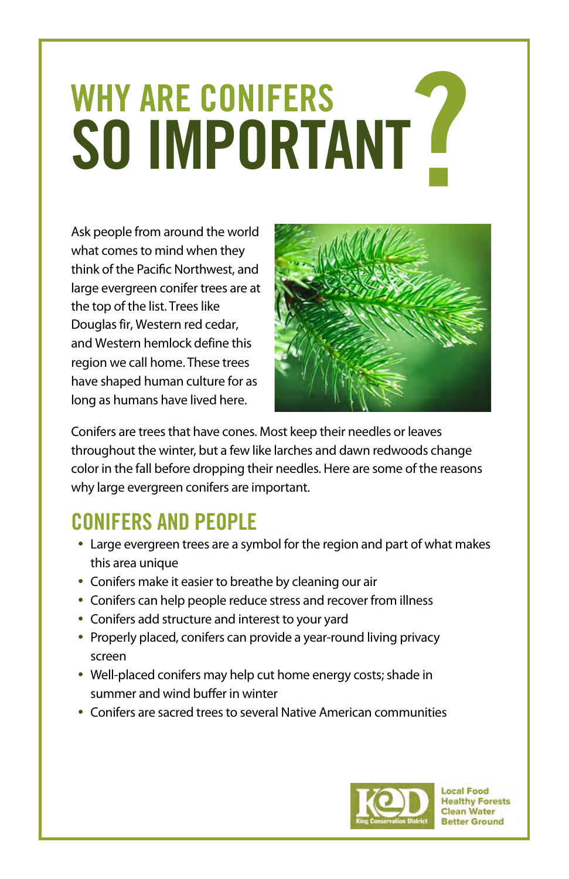# WHY ARE CONIFERS SO IMPORTANT?

Ask people from around the world what comes to mind when they think of the Pacific Northwest, and large evergreen conifer trees are at the top of the list. Trees like Douglas fir, Western red cedar, and Western hemlock define this region we call home. These trees have shaped human culture for as long as humans have lived here.

Conifers are trees that have cones. Most keep their needles or leaves throughout the winter, but a few like larches and dawn redwoods change color in the fall before dropping their needles. Here are some of the reasons why large evergreen conifers are important.

## CONIFERS AND PEOPLE

- Large evergreen trees are a symbol for the region and part of what makes this area unique
- Conifers make it easier to breathe by cleaning our air
- Conifers can help people reduce stress and recover from illness
- Conifers add structure and interest to your yard
- Properly placed, conifers can provide a year-round living privacy screen
- Well-placed conifers may help cut home energy costs; shade in summer and wind buffer in winter
- Conifers are sacred trees to several Native American communities

King Conservation District

Local Food
Healthy Forests
Clean Water
Better Ground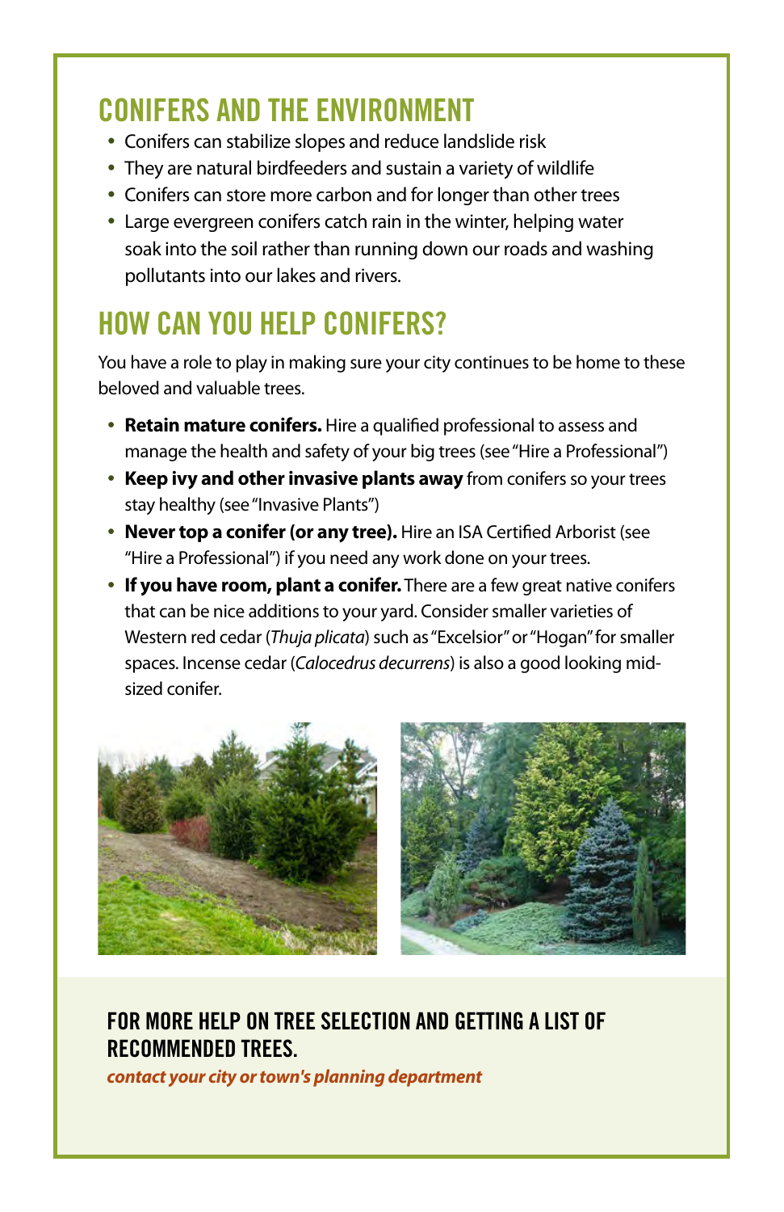## CONIFERS AND THE ENVIRONMENT

- Conifers can stabilize slopes and reduce landslide risk
- They are natural birdfeeders and sustain a variety of wildlife
- Conifers can store more carbon and for longer than other trees
- Large evergreen conifers catch rain in the winter, helping water soak into the soil rather than running down our roads and washing pollutants into our lakes and rivers.

## HOW CAN YOU HELP CONIFERS?

You have a role to play in making sure your city continues to be home to these beloved and valuable trees.

- **Retain mature conifers.** Hire a qualified professional to assess and manage the health and safety of your big trees (see "Hire a Professional")
- **Keep ivy and other invasive plants away** from conifers so your trees stay healthy (see "Invasive Plants")
- **Never top a conifer (or any tree).** Hire an ISA Certified Arborist (see "Hire a Professional") if you need any work done on your trees.
- **If you have room, plant a conifer.** There are a few great native conifers that can be nice additions to your yard. Consider smaller varieties of Western red cedar (*Thuja plicata*) such as "Excelsior" or "Hogan" for smaller spaces. Incense cedar (*Calocedrus decurrens*) is also a good looking mid-sized conifer.

### FOR MORE HELP ON TREE SELECTION AND GETTING A LIST OF RECOMMENDED TREES.

***contact your city or town's planning department***